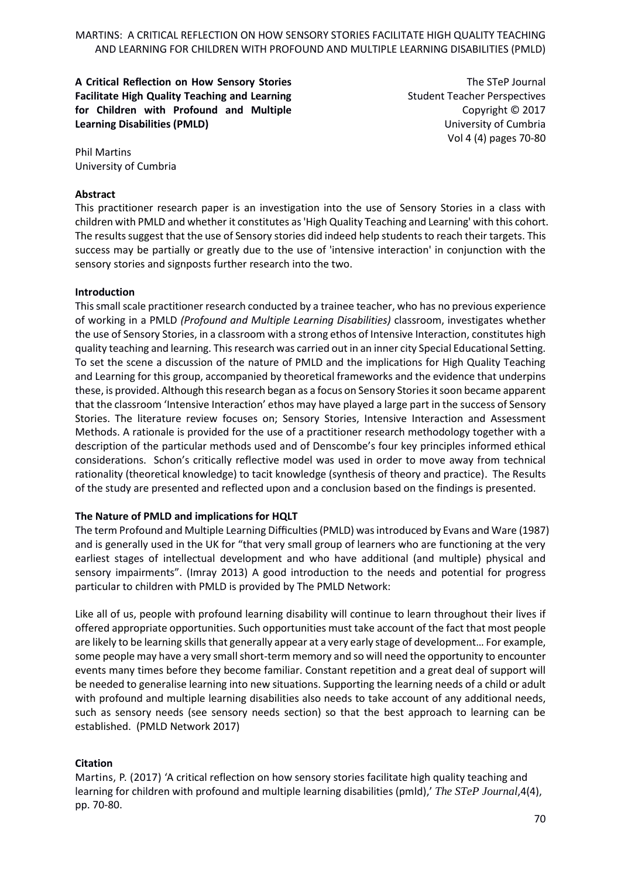# A Critical Reflection on How Sensory Stories Facilitate High Quality Teaching and Learning for Children with Profound and Multiple Learning Disabilities (PMLD)

The STeP Journal
Student Teacher Perspectives
Copyright © 2017
University of Cumbria
Vol 4 (4) pages 70-80

Phil Martins
University of Cumbria

## Abstract

This practitioner research paper is an investigation into the use of Sensory Stories in a class with children with PMLD and whether it constitutes as 'High Quality Teaching and Learning' with this cohort. The results suggest that the use of Sensory stories did indeed help students to reach their targets. This success may be partially or greatly due to the use of 'intensive interaction' in conjunction with the sensory stories and signposts further research into the two.

## Introduction

This small scale practitioner research conducted by a trainee teacher, who has no previous experience of working in a PMLD *(Profound and Multiple Learning Disabilities)* classroom, investigates whether the use of Sensory Stories, in a classroom with a strong ethos of Intensive Interaction, constitutes high quality teaching and learning. This research was carried out in an inner city Special Educational Setting. To set the scene a discussion of the nature of PMLD and the implications for High Quality Teaching and Learning for this group, accompanied by theoretical frameworks and the evidence that underpins these, is provided. Although this research began as a focus on Sensory Stories it soon became apparent that the classroom 'Intensive Interaction' ethos may have played a large part in the success of Sensory Stories. The literature review focuses on; Sensory Stories, Intensive Interaction and Assessment Methods. A rationale is provided for the use of a practitioner research methodology together with a description of the particular methods used and of Denscombe's four key principles informed ethical considerations. Schon's critically reflective model was used in order to move away from technical rationality (theoretical knowledge) to tacit knowledge (synthesis of theory and practice). The Results of the study are presented and reflected upon and a conclusion based on the findings is presented.

## The Nature of PMLD and implications for HQLT

The term Profound and Multiple Learning Difficulties (PMLD) was introduced by Evans and Ware (1987) and is generally used in the UK for "that very small group of learners who are functioning at the very earliest stages of intellectual development and who have additional (and multiple) physical and sensory impairments". (Imray 2013) A good introduction to the needs and potential for progress particular to children with PMLD is provided by The PMLD Network:

Like all of us, people with profound learning disability will continue to learn throughout their lives if offered appropriate opportunities. Such opportunities must take account of the fact that most people are likely to be learning skills that generally appear at a very early stage of development… For example, some people may have a very small short-term memory and so will need the opportunity to encounter events many times before they become familiar. Constant repetition and a great deal of support will be needed to generalise learning into new situations. Supporting the learning needs of a child or adult with profound and multiple learning disabilities also needs to take account of any additional needs, such as sensory needs (see sensory needs section) so that the best approach to learning can be established. (PMLD Network 2017)

## Citation

Martins, P. (2017) 'A critical reflection on how sensory stories facilitate high quality teaching and learning for children with profound and multiple learning disabilities (pmld),' *The STeP Journal*,4(4), pp. 70-80.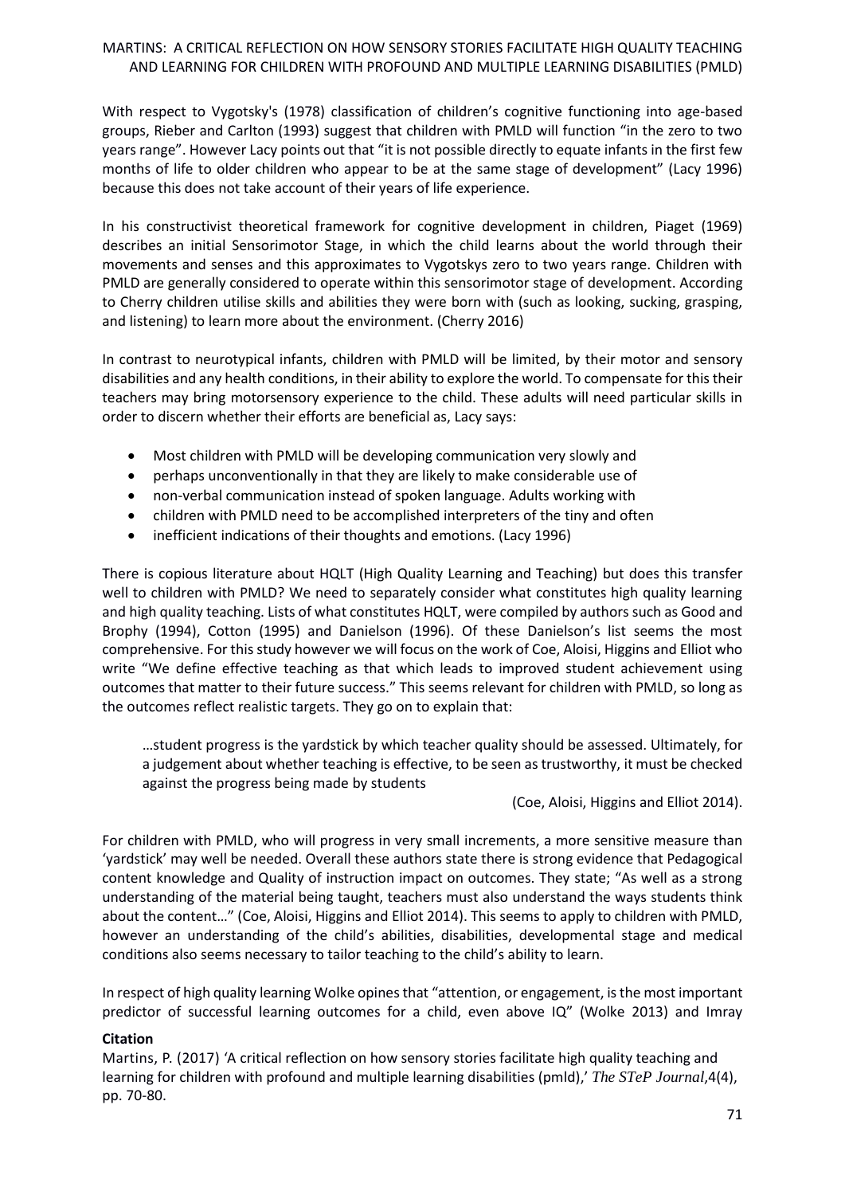With respect to Vygotsky's (1978) classification of children's cognitive functioning into age-based groups, Rieber and Carlton (1993) suggest that children with PMLD will function "in the zero to two years range". However Lacy points out that "it is not possible directly to equate infants in the first few months of life to older children who appear to be at the same stage of development" (Lacy 1996) because this does not take account of their years of life experience.

In his constructivist theoretical framework for cognitive development in children, Piaget (1969) describes an initial Sensorimotor Stage, in which the child learns about the world through their movements and senses and this approximates to Vygotskys zero to two years range. Children with PMLD are generally considered to operate within this sensorimotor stage of development. According to Cherry children utilise skills and abilities they were born with (such as looking, sucking, grasping, and listening) to learn more about the environment. (Cherry 2016)

In contrast to neurotypical infants, children with PMLD will be limited, by their motor and sensory disabilities and any health conditions, in their ability to explore the world. To compensate for this their teachers may bring motorsensory experience to the child. These adults will need particular skills in order to discern whether their efforts are beneficial as, Lacy says:

- Most children with PMLD will be developing communication very slowly and
- perhaps unconventionally in that they are likely to make considerable use of
- non-verbal communication instead of spoken language. Adults working with
- children with PMLD need to be accomplished interpreters of the tiny and often
- inefficient indications of their thoughts and emotions. (Lacy 1996)

There is copious literature about HQLT (High Quality Learning and Teaching) but does this transfer well to children with PMLD? We need to separately consider what constitutes high quality learning and high quality teaching. Lists of what constitutes HQLT, were compiled by authors such as Good and Brophy (1994), Cotton (1995) and Danielson (1996). Of these Danielson's list seems the most comprehensive. For this study however we will focus on the work of Coe, Aloisi, Higgins and Elliot who write "We define effective teaching as that which leads to improved student achievement using outcomes that matter to their future success." This seems relevant for children with PMLD, so long as the outcomes reflect realistic targets. They go on to explain that:

> …student progress is the yardstick by which teacher quality should be assessed. Ultimately, for a judgement about whether teaching is effective, to be seen as trustworthy, it must be checked against the progress being made by students
>
> (Coe, Aloisi, Higgins and Elliot 2014).

For children with PMLD, who will progress in very small increments, a more sensitive measure than 'yardstick' may well be needed. Overall these authors state there is strong evidence that Pedagogical content knowledge and Quality of instruction impact on outcomes. They state; "As well as a strong understanding of the material being taught, teachers must also understand the ways students think about the content…" (Coe, Aloisi, Higgins and Elliot 2014). This seems to apply to children with PMLD, however an understanding of the child's abilities, disabilities, developmental stage and medical conditions also seems necessary to tailor teaching to the child's ability to learn.

In respect of high quality learning Wolke opines that "attention, or engagement, is the most important predictor of successful learning outcomes for a child, even above IQ" (Wolke 2013) and Imray

**Citation**

Martins, P. (2017) 'A critical reflection on how sensory stories facilitate high quality teaching and learning for children with profound and multiple learning disabilities (pmld),' *The STeP Journal*,4(4), pp. 70-80.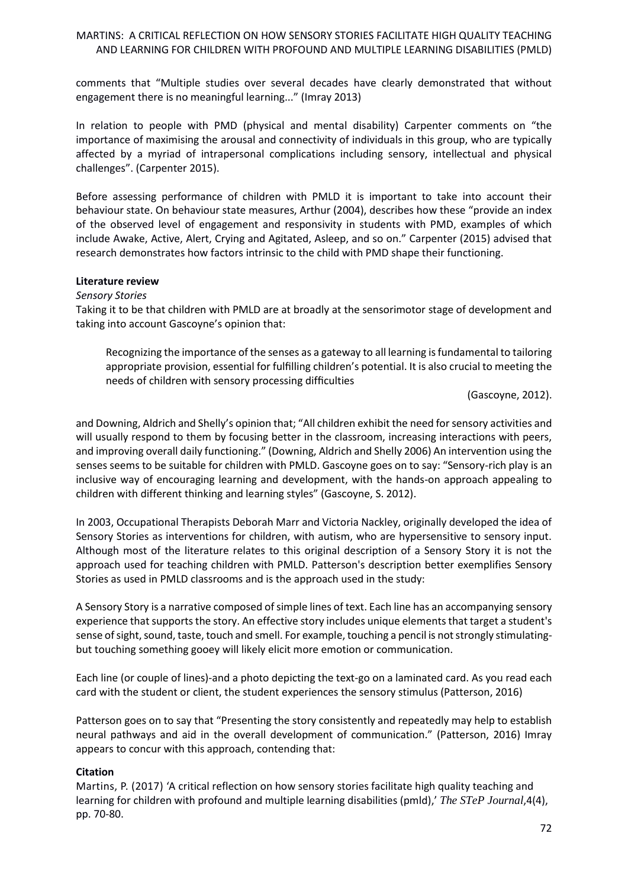comments that “Multiple studies over several decades have clearly demonstrated that without engagement there is no meaningful learning...” (Imray 2013)

In relation to people with PMD (physical and mental disability) Carpenter comments on “the importance of maximising the arousal and connectivity of individuals in this group, who are typically affected by a myriad of intrapersonal complications including sensory, intellectual and physical challenges”. (Carpenter 2015).

Before assessing performance of children with PMLD it is important to take into account their behaviour state. On behaviour state measures, Arthur (2004), describes how these “provide an index of the observed level of engagement and responsivity in students with PMD, examples of which include Awake, Active, Alert, Crying and Agitated, Asleep, and so on.” Carpenter (2015) advised that research demonstrates how factors intrinsic to the child with PMD shape their functioning.

**Literature review**

*Sensory Stories*

Taking it to be that children with PMLD are at broadly at the sensorimotor stage of development and taking into account Gascoyne’s opinion that:

> Recognizing the importance of the senses as a gateway to all learning is fundamental to tailoring appropriate provision, essential for fulfilling children’s potential. It is also crucial to meeting the needs of children with sensory processing difficulties
>
> (Gascoyne, 2012).

and Downing, Aldrich and Shelly’s opinion that; “All children exhibit the need for sensory activities and will usually respond to them by focusing better in the classroom, increasing interactions with peers, and improving overall daily functioning.” (Downing, Aldrich and Shelly 2006) An intervention using the senses seems to be suitable for children with PMLD. Gascoyne goes on to say: “Sensory-rich play is an inclusive way of encouraging learning and development, with the hands-on approach appealing to children with different thinking and learning styles” (Gascoyne, S. 2012).

In 2003, Occupational Therapists Deborah Marr and Victoria Nackley, originally developed the idea of Sensory Stories as interventions for children, with autism, who are hypersensitive to sensory input. Although most of the literature relates to this original description of a Sensory Story it is not the approach used for teaching children with PMLD. Patterson's description better exemplifies Sensory Stories as used in PMLD classrooms and is the approach used in the study:

A Sensory Story is a narrative composed of simple lines of text. Each line has an accompanying sensory experience that supports the story. An effective story includes unique elements that target a student's sense of sight, sound, taste, touch and smell. For example, touching a pencil is not strongly stimulating-but touching something gooey will likely elicit more emotion or communication.

Each line (or couple of lines)-and a photo depicting the text-go on a laminated card. As you read each card with the student or client, the student experiences the sensory stimulus (Patterson, 2016)

Patterson goes on to say that “Presenting the story consistently and repeatedly may help to establish neural pathways and aid in the overall development of communication.” (Patterson, 2016) Imray appears to concur with this approach, contending that:

**Citation**

Martins, P. (2017) ‘A critical reflection on how sensory stories facilitate high quality teaching and learning for children with profound and multiple learning disabilities (pmld),’ *The STeP Journal*,4(4), pp. 70-80.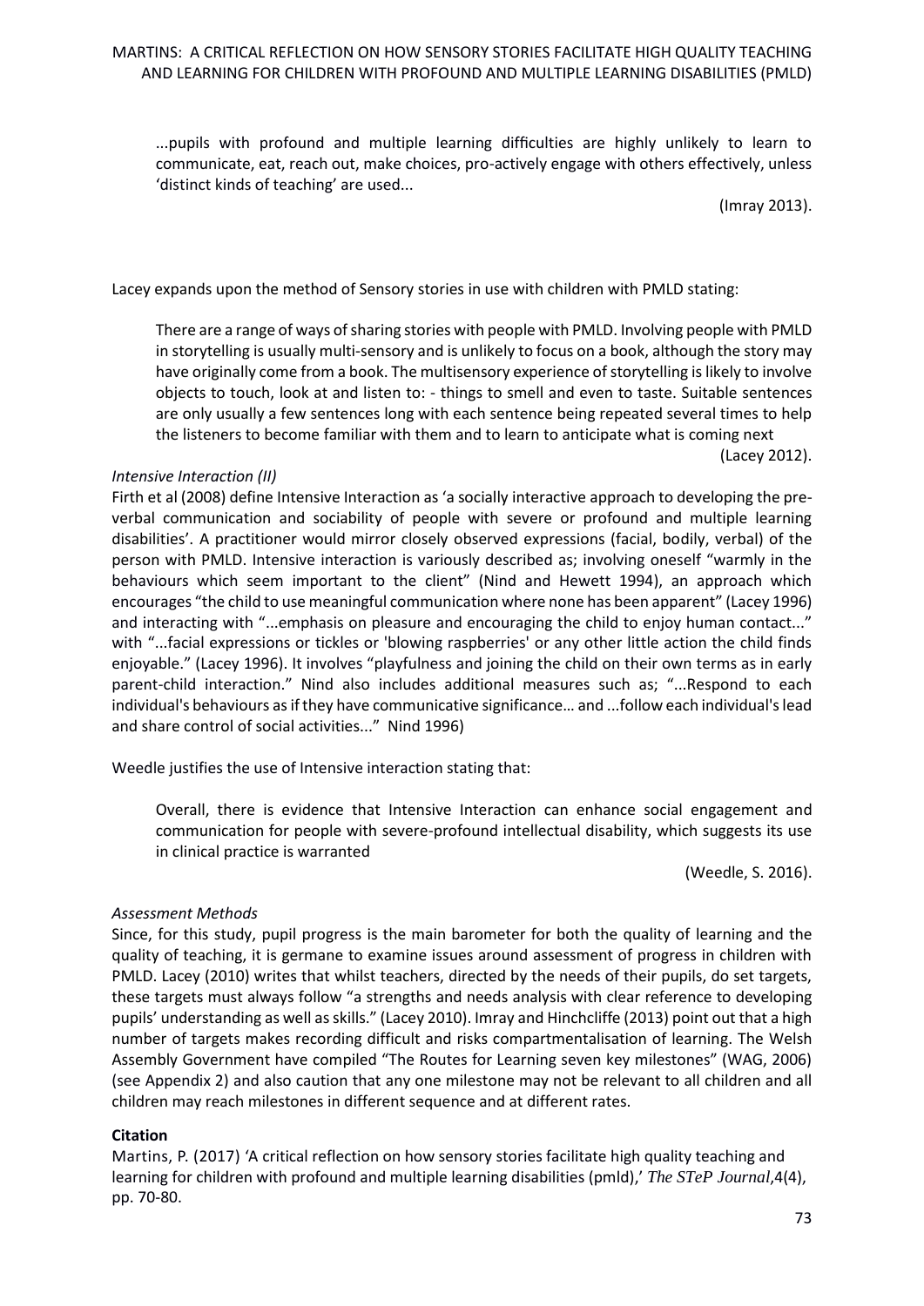> ...pupils with profound and multiple learning difficulties are highly unlikely to learn to communicate, eat, reach out, make choices, pro-actively engage with others effectively, unless 'distinct kinds of teaching' are used...
>
> (Imray 2013).

Lacey expands upon the method of Sensory stories in use with children with PMLD stating:

> There are a range of ways of sharing stories with people with PMLD. Involving people with PMLD in storytelling is usually multi-sensory and is unlikely to focus on a book, although the story may have originally come from a book. The multisensory experience of storytelling is likely to involve objects to touch, look at and listen to: - things to smell and even to taste. Suitable sentences are only usually a few sentences long with each sentence being repeated several times to help the listeners to become familiar with them and to learn to anticipate what is coming next
>
> (Lacey 2012).

*Intensive Interaction (II)*

Firth et al (2008) define Intensive Interaction as 'a socially interactive approach to developing the pre-verbal communication and sociability of people with severe or profound and multiple learning disabilities'. A practitioner would mirror closely observed expressions (facial, bodily, verbal) of the person with PMLD. Intensive interaction is variously described as; involving oneself "warmly in the behaviours which seem important to the client" (Nind and Hewett 1994), an approach which encourages "the child to use meaningful communication where none has been apparent" (Lacey 1996) and interacting with "...emphasis on pleasure and encouraging the child to enjoy human contact..." with "...facial expressions or tickles or 'blowing raspberries' or any other little action the child finds enjoyable." (Lacey 1996). It involves "playfulness and joining the child on their own terms as in early parent-child interaction." Nind also includes additional measures such as; "...Respond to each individual's behaviours as if they have communicative significance… and ...follow each individual's lead and share control of social activities..." Nind 1996)

Weedle justifies the use of Intensive interaction stating that:

> Overall, there is evidence that Intensive Interaction can enhance social engagement and communication for people with severe-profound intellectual disability, which suggests its use in clinical practice is warranted
>
> (Weedle, S. 2016).

*Assessment Methods*

Since, for this study, pupil progress is the main barometer for both the quality of learning and the quality of teaching, it is germane to examine issues around assessment of progress in children with PMLD. Lacey (2010) writes that whilst teachers, directed by the needs of their pupils, do set targets, these targets must always follow "a strengths and needs analysis with clear reference to developing pupils' understanding as well as skills." (Lacey 2010). Imray and Hinchcliffe (2013) point out that a high number of targets makes recording difficult and risks compartmentalisation of learning. The Welsh Assembly Government have compiled "The Routes for Learning seven key milestones" (WAG, 2006) (see Appendix 2) and also caution that any one milestone may not be relevant to all children and all children may reach milestones in different sequence and at different rates.

**Citation**

Martins, P. (2017) 'A critical reflection on how sensory stories facilitate high quality teaching and learning for children with profound and multiple learning disabilities (pmld),' *The STeP Journal*,4(4), pp. 70-80.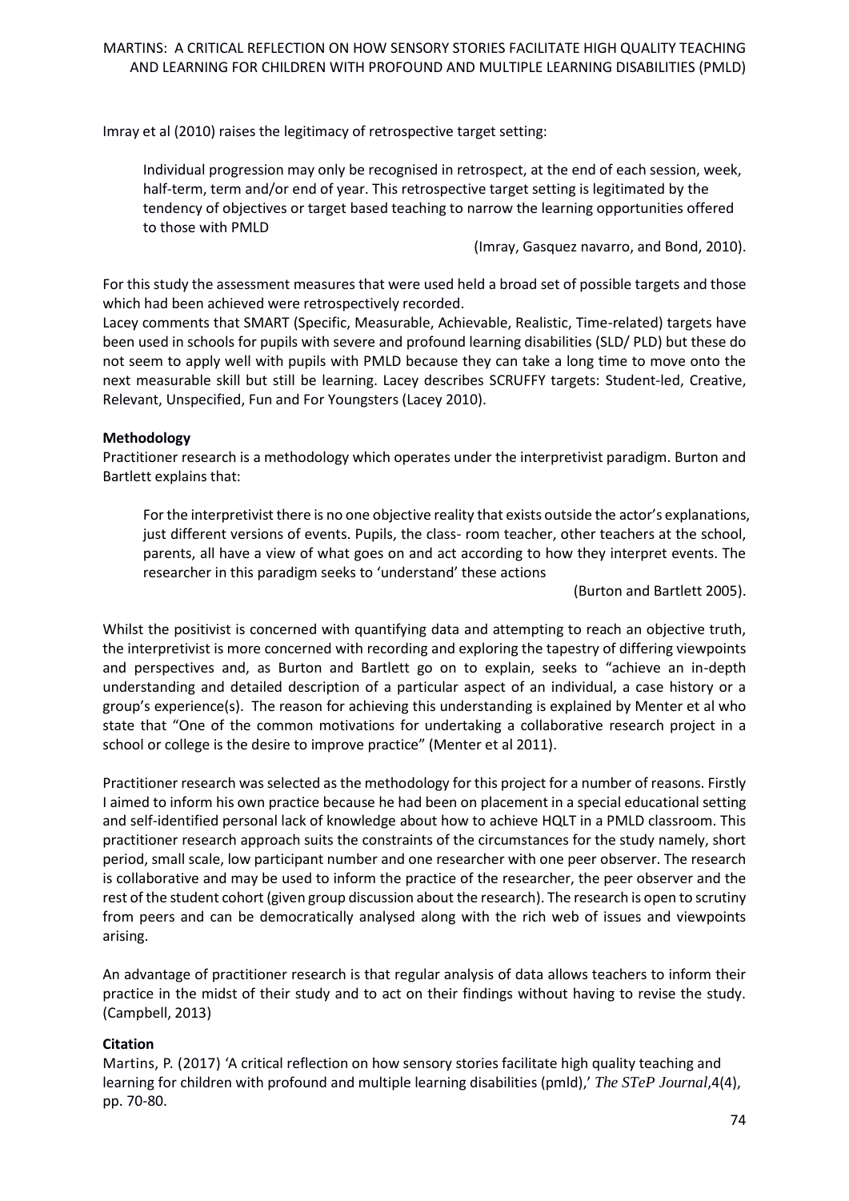Imray et al (2010) raises the legitimacy of retrospective target setting:

> Individual progression may only be recognised in retrospect, at the end of each session, week, half-term, term and/or end of year. This retrospective target setting is legitimated by the tendency of objectives or target based teaching to narrow the learning opportunities offered to those with PMLD
>
> (Imray, Gasquez navarro, and Bond, 2010).

For this study the assessment measures that were used held a broad set of possible targets and those which had been achieved were retrospectively recorded.

Lacey comments that SMART (Specific, Measurable, Achievable, Realistic, Time-related) targets have been used in schools for pupils with severe and profound learning disabilities (SLD/ PLD) but these do not seem to apply well with pupils with PMLD because they can take a long time to move onto the next measurable skill but still be learning. Lacey describes SCRUFFY targets: Student-led, Creative, Relevant, Unspecified, Fun and For Youngsters (Lacey 2010).

**Methodology**

Practitioner research is a methodology which operates under the interpretivist paradigm. Burton and Bartlett explains that:

> For the interpretivist there is no one objective reality that exists outside the actor's explanations, just different versions of events. Pupils, the class- room teacher, other teachers at the school, parents, all have a view of what goes on and act according to how they interpret events. The researcher in this paradigm seeks to 'understand' these actions
>
> (Burton and Bartlett 2005).

Whilst the positivist is concerned with quantifying data and attempting to reach an objective truth, the interpretivist is more concerned with recording and exploring the tapestry of differing viewpoints and perspectives and, as Burton and Bartlett go on to explain, seeks to "achieve an in-depth understanding and detailed description of a particular aspect of an individual, a case history or a group's experience(s). The reason for achieving this understanding is explained by Menter et al who state that "One of the common motivations for undertaking a collaborative research project in a school or college is the desire to improve practice" (Menter et al 2011).

Practitioner research was selected as the methodology for this project for a number of reasons. Firstly I aimed to inform his own practice because he had been on placement in a special educational setting and self-identified personal lack of knowledge about how to achieve HQLT in a PMLD classroom. This practitioner research approach suits the constraints of the circumstances for the study namely, short period, small scale, low participant number and one researcher with one peer observer. The research is collaborative and may be used to inform the practice of the researcher, the peer observer and the rest of the student cohort (given group discussion about the research). The research is open to scrutiny from peers and can be democratically analysed along with the rich web of issues and viewpoints arising.

An advantage of practitioner research is that regular analysis of data allows teachers to inform their practice in the midst of their study and to act on their findings without having to revise the study. (Campbell, 2013)

**Citation**

Martins, P. (2017) 'A critical reflection on how sensory stories facilitate high quality teaching and learning for children with profound and multiple learning disabilities (pmld),' *The STeP Journal*,4(4), pp. 70-80.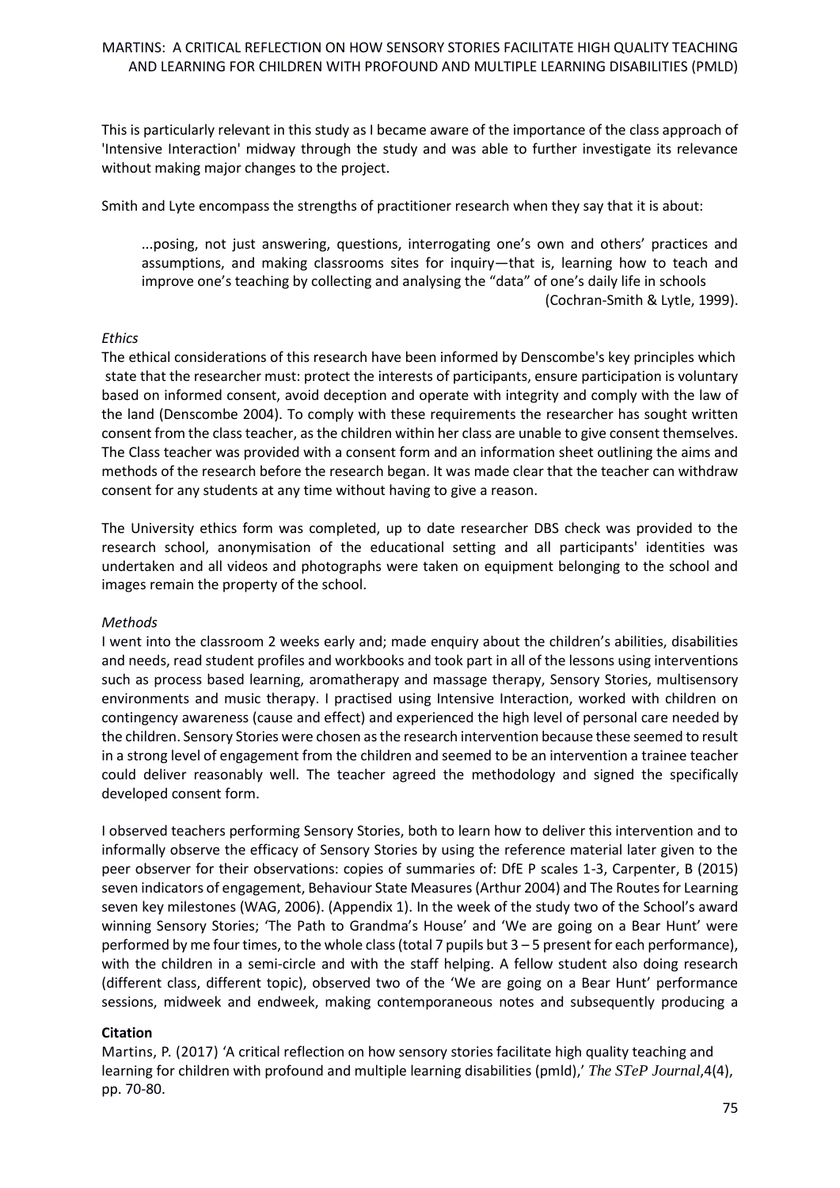This is particularly relevant in this study as I became aware of the importance of the class approach of 'Intensive Interaction' midway through the study and was able to further investigate its relevance without making major changes to the project.

Smith and Lyte encompass the strengths of practitioner research when they say that it is about:

> ...posing, not just answering, questions, interrogating one's own and others' practices and assumptions, and making classrooms sites for inquiry—that is, learning how to teach and improve one's teaching by collecting and analysing the "data" of one's daily life in schools (Cochran-Smith & Lytle, 1999).

*Ethics*

The ethical considerations of this research have been informed by Denscombe's key principles which state that the researcher must: protect the interests of participants, ensure participation is voluntary based on informed consent, avoid deception and operate with integrity and comply with the law of the land (Denscombe 2004). To comply with these requirements the researcher has sought written consent from the class teacher, as the children within her class are unable to give consent themselves. The Class teacher was provided with a consent form and an information sheet outlining the aims and methods of the research before the research began. It was made clear that the teacher can withdraw consent for any students at any time without having to give a reason.

The University ethics form was completed, up to date researcher DBS check was provided to the research school, anonymisation of the educational setting and all participants' identities was undertaken and all videos and photographs were taken on equipment belonging to the school and images remain the property of the school.

*Methods*

I went into the classroom 2 weeks early and; made enquiry about the children's abilities, disabilities and needs, read student profiles and workbooks and took part in all of the lessons using interventions such as process based learning, aromatherapy and massage therapy, Sensory Stories, multisensory environments and music therapy. I practised using Intensive Interaction, worked with children on contingency awareness (cause and effect) and experienced the high level of personal care needed by the children. Sensory Stories were chosen as the research intervention because these seemed to result in a strong level of engagement from the children and seemed to be an intervention a trainee teacher could deliver reasonably well. The teacher agreed the methodology and signed the specifically developed consent form.

I observed teachers performing Sensory Stories, both to learn how to deliver this intervention and to informally observe the efficacy of Sensory Stories by using the reference material later given to the peer observer for their observations: copies of summaries of: DfE P scales 1-3, Carpenter, B (2015) seven indicators of engagement, Behaviour State Measures (Arthur 2004) and The Routes for Learning seven key milestones (WAG, 2006). (Appendix 1). In the week of the study two of the School's award winning Sensory Stories; 'The Path to Grandma's House' and 'We are going on a Bear Hunt' were performed by me four times, to the whole class (total 7 pupils but 3 – 5 present for each performance), with the children in a semi-circle and with the staff helping. A fellow student also doing research (different class, different topic), observed two of the 'We are going on a Bear Hunt' performance sessions, midweek and endweek, making contemporaneous notes and subsequently producing a

**Citation**

Martins, P. (2017) 'A critical reflection on how sensory stories facilitate high quality teaching and learning for children with profound and multiple learning disabilities (pmld),' *The STeP Journal*,4(4), pp. 70-80.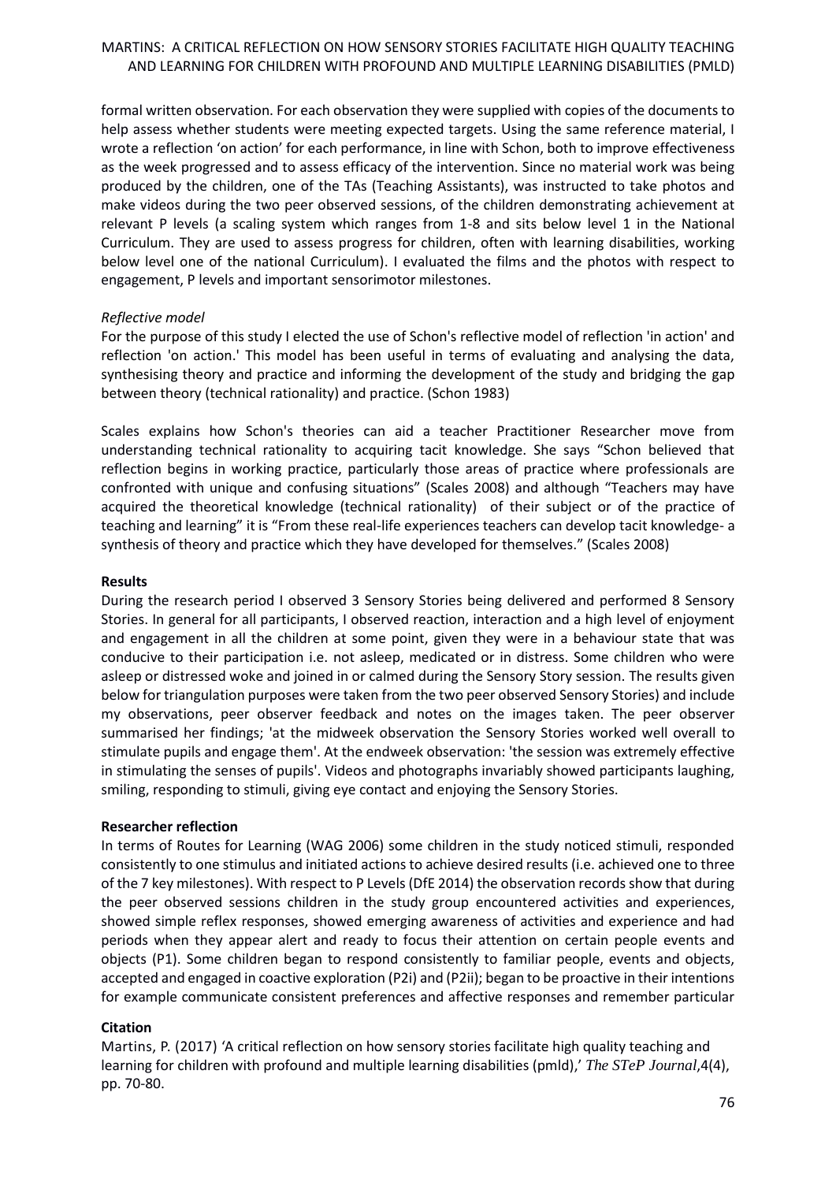formal written observation. For each observation they were supplied with copies of the documents to help assess whether students were meeting expected targets. Using the same reference material, I wrote a reflection 'on action' for each performance, in line with Schon, both to improve effectiveness as the week progressed and to assess efficacy of the intervention. Since no material work was being produced by the children, one of the TAs (Teaching Assistants), was instructed to take photos and make videos during the two peer observed sessions, of the children demonstrating achievement at relevant P levels (a scaling system which ranges from 1-8 and sits below level 1 in the National Curriculum. They are used to assess progress for children, often with learning disabilities, working below level one of the national Curriculum). I evaluated the films and the photos with respect to engagement, P levels and important sensorimotor milestones.

*Reflective model*

For the purpose of this study I elected the use of Schon's reflective model of reflection 'in action' and reflection 'on action.' This model has been useful in terms of evaluating and analysing the data, synthesising theory and practice and informing the development of the study and bridging the gap between theory (technical rationality) and practice. (Schon 1983)

Scales explains how Schon's theories can aid a teacher Practitioner Researcher move from understanding technical rationality to acquiring tacit knowledge. She says "Schon believed that reflection begins in working practice, particularly those areas of practice where professionals are confronted with unique and confusing situations" (Scales 2008) and although "Teachers may have acquired the theoretical knowledge (technical rationality) of their subject or of the practice of teaching and learning" it is "From these real-life experiences teachers can develop tacit knowledge- a synthesis of theory and practice which they have developed for themselves." (Scales 2008)

**Results**

During the research period I observed 3 Sensory Stories being delivered and performed 8 Sensory Stories. In general for all participants, I observed reaction, interaction and a high level of enjoyment and engagement in all the children at some point, given they were in a behaviour state that was conducive to their participation i.e. not asleep, medicated or in distress. Some children who were asleep or distressed woke and joined in or calmed during the Sensory Story session. The results given below for triangulation purposes were taken from the two peer observed Sensory Stories) and include my observations, peer observer feedback and notes on the images taken. The peer observer summarised her findings; 'at the midweek observation the Sensory Stories worked well overall to stimulate pupils and engage them'. At the endweek observation: 'the session was extremely effective in stimulating the senses of pupils'. Videos and photographs invariably showed participants laughing, smiling, responding to stimuli, giving eye contact and enjoying the Sensory Stories.

**Researcher reflection**

In terms of Routes for Learning (WAG 2006) some children in the study noticed stimuli, responded consistently to one stimulus and initiated actions to achieve desired results (i.e. achieved one to three of the 7 key milestones). With respect to P Levels (DfE 2014) the observation records show that during the peer observed sessions children in the study group encountered activities and experiences, showed simple reflex responses, showed emerging awareness of activities and experience and had periods when they appear alert and ready to focus their attention on certain people events and objects (P1). Some children began to respond consistently to familiar people, events and objects, accepted and engaged in coactive exploration (P2i) and (P2ii); began to be proactive in their intentions for example communicate consistent preferences and affective responses and remember particular

**Citation**

Martins, P. (2017) 'A critical reflection on how sensory stories facilitate high quality teaching and learning for children with profound and multiple learning disabilities (pmld),' *The STeP Journal*,4(4), pp. 70-80.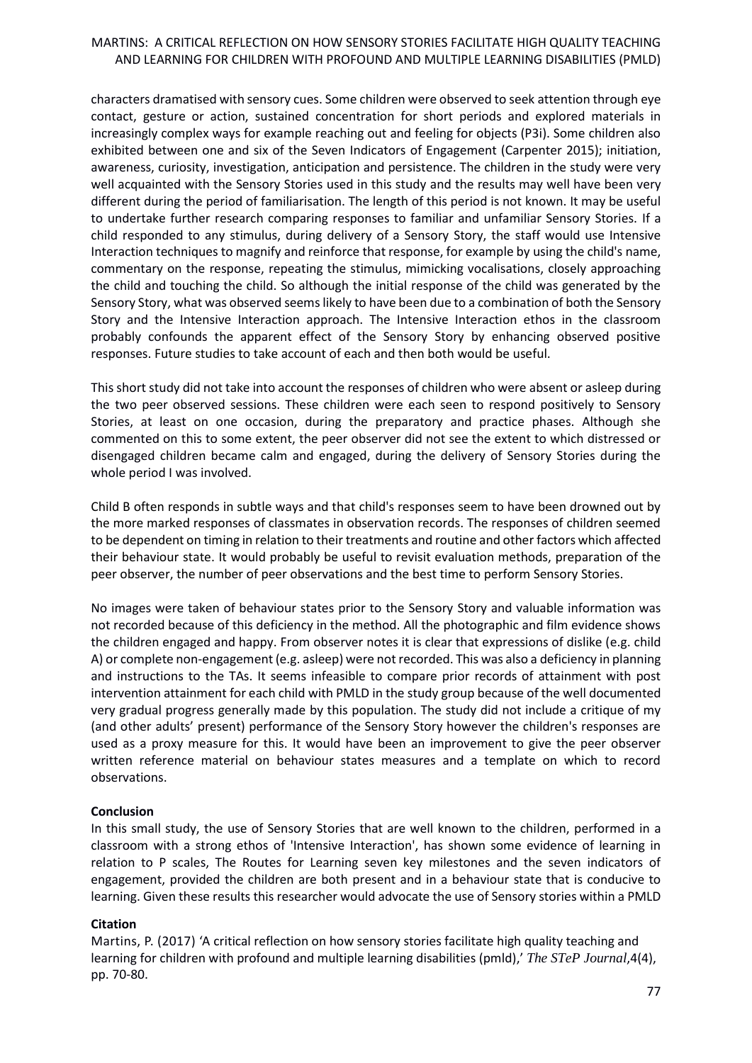characters dramatised with sensory cues. Some children were observed to seek attention through eye contact, gesture or action, sustained concentration for short periods and explored materials in increasingly complex ways for example reaching out and feeling for objects (P3i). Some children also exhibited between one and six of the Seven Indicators of Engagement (Carpenter 2015); initiation, awareness, curiosity, investigation, anticipation and persistence. The children in the study were very well acquainted with the Sensory Stories used in this study and the results may well have been very different during the period of familiarisation. The length of this period is not known. It may be useful to undertake further research comparing responses to familiar and unfamiliar Sensory Stories. If a child responded to any stimulus, during delivery of a Sensory Story, the staff would use Intensive Interaction techniques to magnify and reinforce that response, for example by using the child's name, commentary on the response, repeating the stimulus, mimicking vocalisations, closely approaching the child and touching the child. So although the initial response of the child was generated by the Sensory Story, what was observed seems likely to have been due to a combination of both the Sensory Story and the Intensive Interaction approach. The Intensive Interaction ethos in the classroom probably confounds the apparent effect of the Sensory Story by enhancing observed positive responses. Future studies to take account of each and then both would be useful.

This short study did not take into account the responses of children who were absent or asleep during the two peer observed sessions. These children were each seen to respond positively to Sensory Stories, at least on one occasion, during the preparatory and practice phases. Although she commented on this to some extent, the peer observer did not see the extent to which distressed or disengaged children became calm and engaged, during the delivery of Sensory Stories during the whole period I was involved.

Child B often responds in subtle ways and that child's responses seem to have been drowned out by the more marked responses of classmates in observation records. The responses of children seemed to be dependent on timing in relation to their treatments and routine and other factors which affected their behaviour state. It would probably be useful to revisit evaluation methods, preparation of the peer observer, the number of peer observations and the best time to perform Sensory Stories.

No images were taken of behaviour states prior to the Sensory Story and valuable information was not recorded because of this deficiency in the method. All the photographic and film evidence shows the children engaged and happy. From observer notes it is clear that expressions of dislike (e.g. child A) or complete non-engagement (e.g. asleep) were not recorded. This was also a deficiency in planning and instructions to the TAs. It seems infeasible to compare prior records of attainment with post intervention attainment for each child with PMLD in the study group because of the well documented very gradual progress generally made by this population. The study did not include a critique of my (and other adults' present) performance of the Sensory Story however the children's responses are used as a proxy measure for this. It would have been an improvement to give the peer observer written reference material on behaviour states measures and a template on which to record observations.

**Conclusion**

In this small study, the use of Sensory Stories that are well known to the children, performed in a classroom with a strong ethos of 'Intensive Interaction', has shown some evidence of learning in relation to P scales, The Routes for Learning seven key milestones and the seven indicators of engagement, provided the children are both present and in a behaviour state that is conducive to learning. Given these results this researcher would advocate the use of Sensory stories within a PMLD

**Citation**

Martins, P. (2017) 'A critical reflection on how sensory stories facilitate high quality teaching and learning for children with profound and multiple learning disabilities (pmld),' *The STeP Journal*,4(4), pp. 70-80.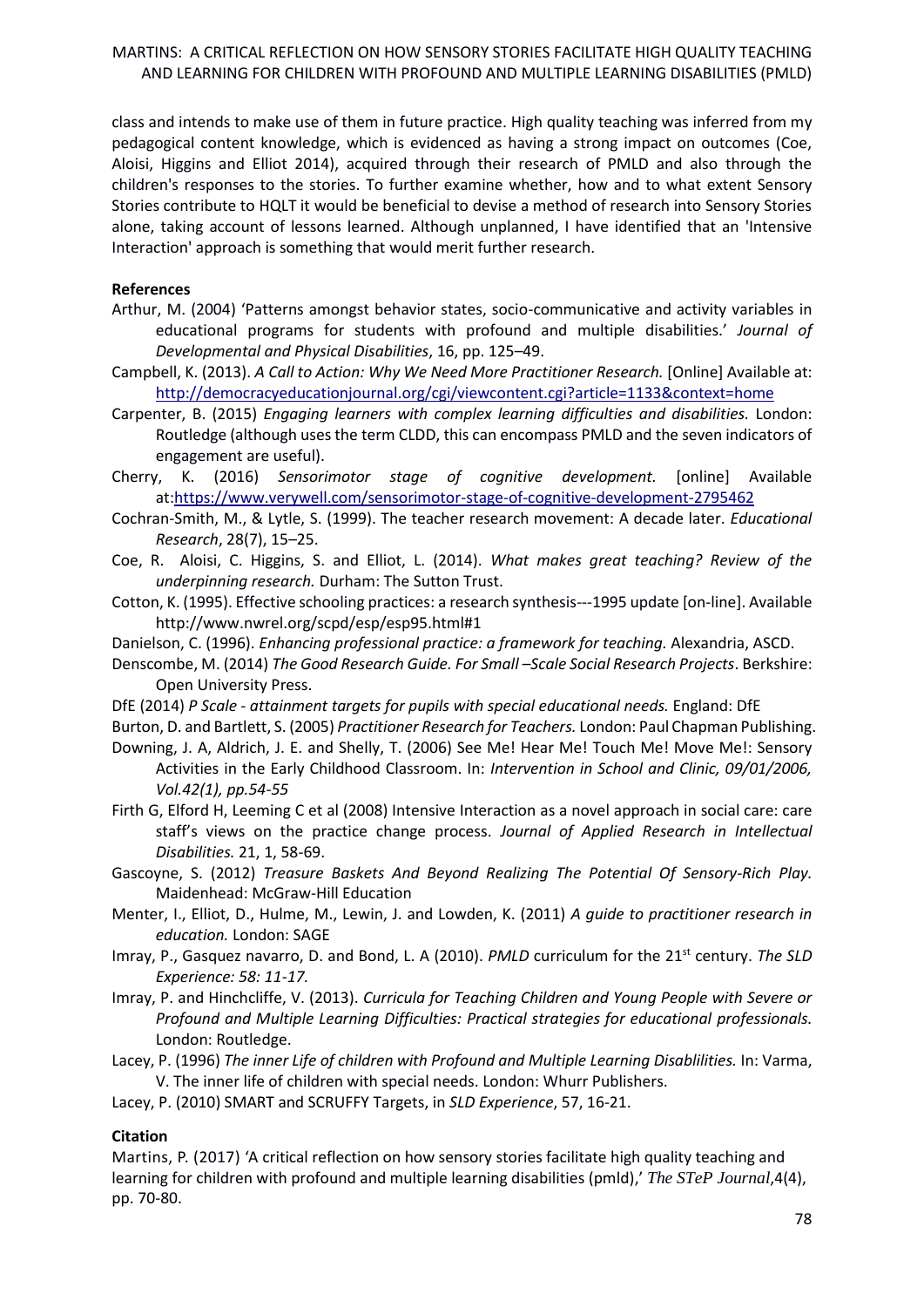class and intends to make use of them in future practice. High quality teaching was inferred from my pedagogical content knowledge, which is evidenced as having a strong impact on outcomes (Coe, Aloisi, Higgins and Elliot 2014), acquired through their research of PMLD and also through the children's responses to the stories. To further examine whether, how and to what extent Sensory Stories contribute to HQLT it would be beneficial to devise a method of research into Sensory Stories alone, taking account of lessons learned. Although unplanned, I have identified that an 'Intensive Interaction' approach is something that would merit further research.

**References**

Arthur, M. (2004) 'Patterns amongst behavior states, socio-communicative and activity variables in educational programs for students with profound and multiple disabilities.' *Journal of Developmental and Physical Disabilities*, 16, pp. 125–49.

Campbell, K. (2013). *A Call to Action: Why We Need More Practitioner Research.* [Online] Available at: http://democracyeducationjournal.org/cgi/viewcontent.cgi?article=1133&context=home

Carpenter, B. (2015) *Engaging learners with complex learning difficulties and disabilities.* London: Routledge (although uses the term CLDD, this can encompass PMLD and the seven indicators of engagement are useful).

Cherry, K. (2016) *Sensorimotor stage of cognitive development.* [online] Available at:https://www.verywell.com/sensorimotor-stage-of-cognitive-development-2795462

Cochran-Smith, M., & Lytle, S. (1999). The teacher research movement: A decade later. *Educational Research*, 28(7), 15–25.

Coe, R. Aloisi, C. Higgins, S. and Elliot, L. (2014). *What makes great teaching? Review of the underpinning research.* Durham: The Sutton Trust.

Cotton, K. (1995). Effective schooling practices: a research synthesis---1995 update [on-line]. Available http://www.nwrel.org/scpd/esp/esp95.html#1

Danielson, C. (1996). *Enhancing professional practice: a framework for teaching.* Alexandria, ASCD.

Denscombe, M. (2014) *The Good Research Guide. For Small –Scale Social Research Projects*. Berkshire: Open University Press.

DfE (2014) *P Scale - attainment targets for pupils with special educational needs.* England: DfE

Burton, D. and Bartlett, S. (2005) *Practitioner Research for Teachers.* London: Paul Chapman Publishing.

Downing, J. A, Aldrich, J. E. and Shelly, T. (2006) See Me! Hear Me! Touch Me! Move Me!: Sensory Activities in the Early Childhood Classroom. In: *Intervention in School and Clinic, 09/01/2006, Vol.42(1), pp.54-55*

Firth G, Elford H, Leeming C et al (2008) Intensive Interaction as a novel approach in social care: care staff's views on the practice change process. *Journal of Applied Research in Intellectual Disabilities.* 21, 1, 58-69.

Gascoyne, S. (2012) *Treasure Baskets And Beyond Realizing The Potential Of Sensory-Rich Play.* Maidenhead: McGraw-Hill Education

Menter, I., Elliot, D., Hulme, M., Lewin, J. and Lowden, K. (2011) *A guide to practitioner research in education.* London: SAGE

Imray, P., Gasquez navarro, D. and Bond, L. A (2010). *PMLD* curriculum for the 21st century. *The SLD Experience: 58: 11-17.*

Imray, P. and Hinchcliffe, V. (2013). *Curricula for Teaching Children and Young People with Severe or Profound and Multiple Learning Difficulties: Practical strategies for educational professionals.* London: Routledge.

Lacey, P. (1996) *The inner Life of children with Profound and Multiple Learning Disablilities.* In: Varma, V. The inner life of children with special needs. London: Whurr Publishers.

Lacey, P. (2010) SMART and SCRUFFY Targets, in *SLD Experience*, 57, 16-21.

**Citation**

Martins, P. (2017) 'A critical reflection on how sensory stories facilitate high quality teaching and learning for children with profound and multiple learning disabilities (pmld),' *The STeP Journal*,4(4), pp. 70-80.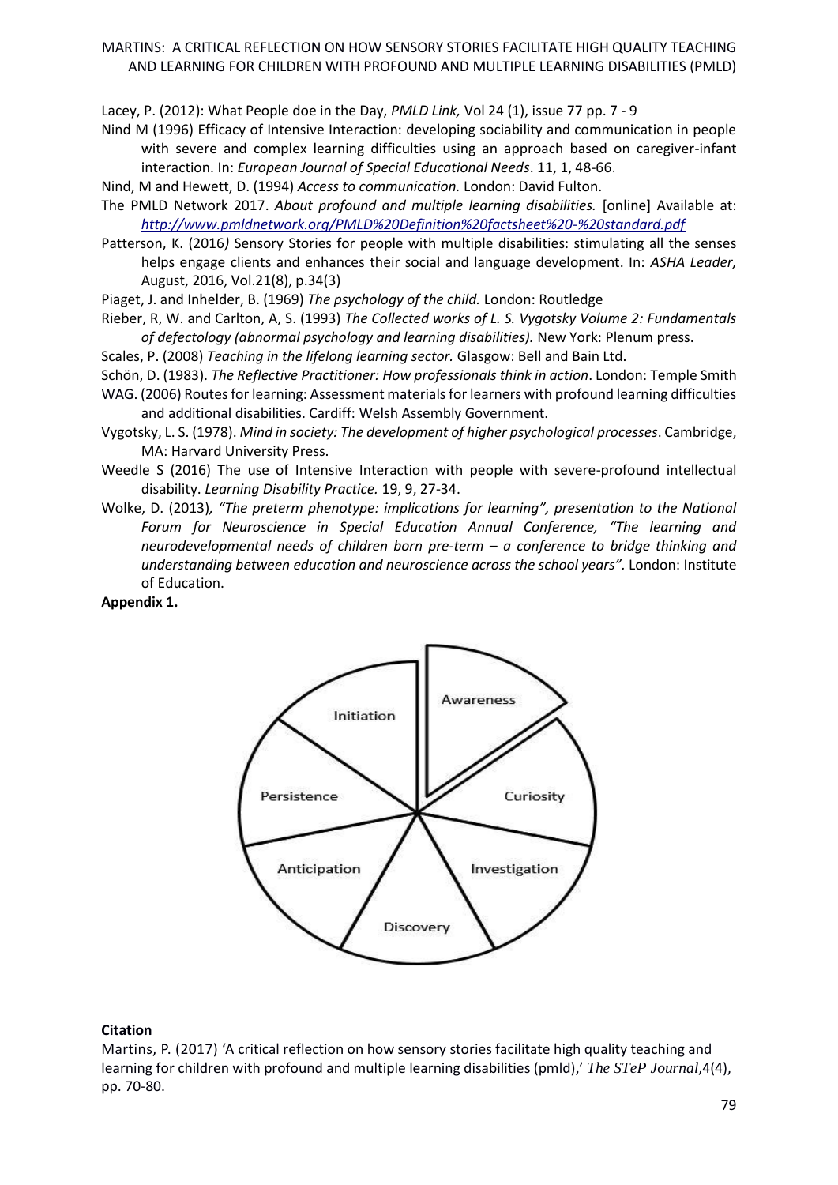Lacey, P. (2012): What People doe in the Day, *PMLD Link,* Vol 24 (1), issue 77 pp. 7 - 9

Nind M (1996) Efficacy of Intensive Interaction: developing sociability and communication in people with severe and complex learning difficulties using an approach based on caregiver-infant interaction. In: *European Journal of Special Educational Needs*. 11, 1, 48-66.

Nind, M and Hewett, D. (1994) *Access to communication.* London: David Fulton.

The PMLD Network 2017. *About profound and multiple learning disabilities.* [online] Available at: *http://www.pmldnetwork.org/PMLD%20Definition%20factsheet%20-%20standard.pdf*

Patterson, K. (2016*)* Sensory Stories for people with multiple disabilities: stimulating all the senses helps engage clients and enhances their social and language development. In: *ASHA Leader,* August, 2016, Vol.21(8), p.34(3)

Piaget, J. and Inhelder, B. (1969) *The psychology of the child.* London: Routledge

Rieber, R, W. and Carlton, A, S. (1993) *The Collected works of L. S. Vygotsky Volume 2: Fundamentals of defectology (abnormal psychology and learning disabilities).* New York: Plenum press.

Scales, P. (2008) *Teaching in the lifelong learning sector.* Glasgow: Bell and Bain Ltd.

Schön, D. (1983). *The Reflective Practitioner: How professionals think in action*. London: Temple Smith

WAG. (2006) Routes for learning: Assessment materials for learners with profound learning difficulties and additional disabilities. Cardiff: Welsh Assembly Government.

Vygotsky, L. S. (1978). *Mind in society: The development of higher psychological processes*. Cambridge, MA: Harvard University Press.

Weedle S (2016) The use of Intensive Interaction with people with severe-profound intellectual disability. *Learning Disability Practice.* 19, 9, 27-34.

Wolke, D. (2013)*, "The preterm phenotype: implications for learning", presentation to the National Forum for Neuroscience in Special Education Annual Conference, "The learning and neurodevelopmental needs of children born pre-term – a conference to bridge thinking and understanding between education and neuroscience across the school years".* London: Institute of Education.

**Appendix 1.**

Awareness
Curiosity
Investigation
Discovery
Anticipation
Persistence
Initiation

**Citation**

Martins, P. (2017) 'A critical reflection on how sensory stories facilitate high quality teaching and learning for children with profound and multiple learning disabilities (pmld),' *The STeP Journal*,4(4), pp. 70-80.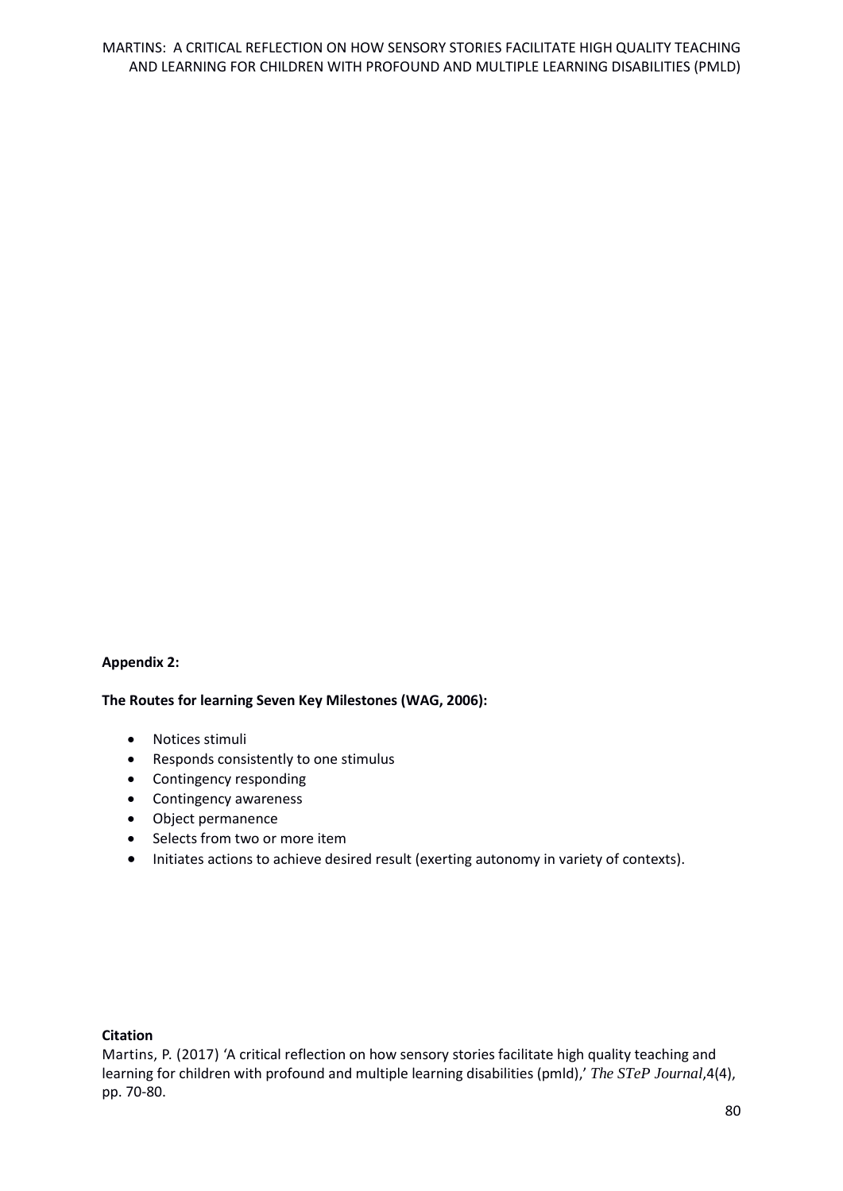**Appendix 2:**

**The Routes for learning Seven Key Milestones (WAG, 2006):**

- Notices stimuli
- Responds consistently to one stimulus
- Contingency responding
- Contingency awareness
- Object permanence
- Selects from two or more item
- Initiates actions to achieve desired result (exerting autonomy in variety of contexts).

**Citation**

Martins, P. (2017) 'A critical reflection on how sensory stories facilitate high quality teaching and learning for children with profound and multiple learning disabilities (pmld),' *The STeP Journal*,4(4), pp. 70-80.